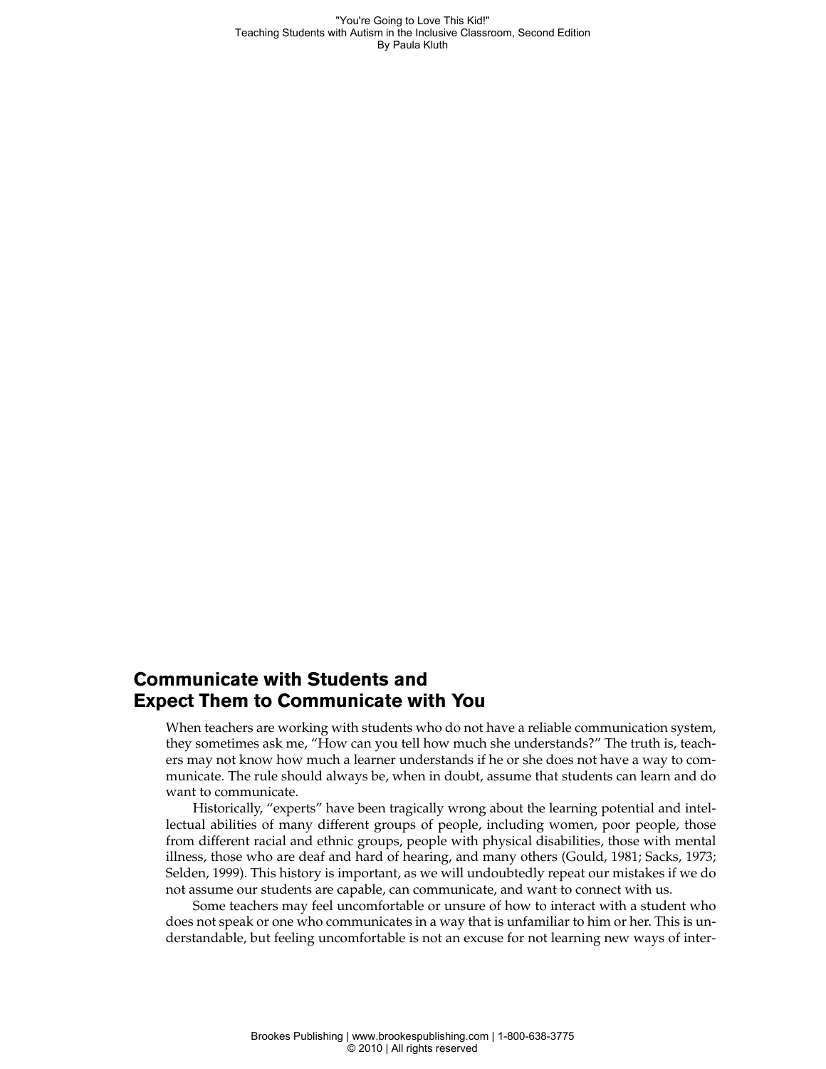## Communicate with Students and Expect Them to Communicate with You

When teachers are working with students who do not have a reliable communication system, they sometimes ask me, "How can you tell how much she understands?" The truth is, teachers may not know how much a learner understands if he or she does not have a way to communicate. The rule should always be, when in doubt, assume that students can learn and do want to communicate.

Historically, "experts" have been tragically wrong about the learning potential and intellectual abilities of many different groups of people, including women, poor people, those from different racial and ethnic groups, people with physical disabilities, those with mental illness, those who are deaf and hard of hearing, and many others (Gould, 1981; Sacks, 1973; Selden, 1999). This history is important, as we will undoubtedly repeat our mistakes if we do not assume our students are capable, can communicate, and want to connect with us.

Some teachers may feel uncomfortable or unsure of how to interact with a student who does not speak or one who communicates in a way that is unfamiliar to him or her. This is understandable, but feeling uncomfortable is not an excuse for not learning new ways of inter-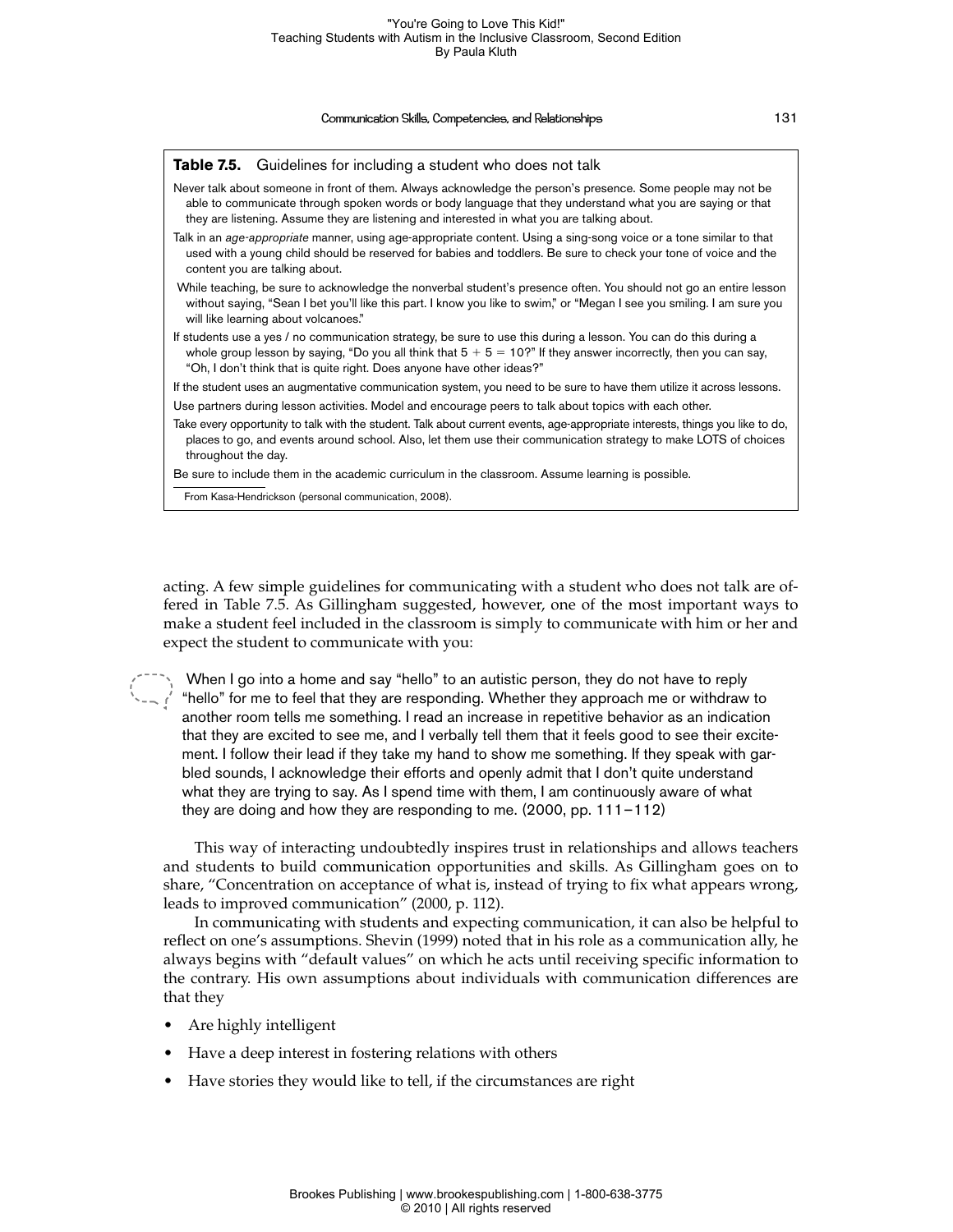**Table 7.5.** Guidelines for including a student who does not talk

Never talk about someone in front of them. Always acknowledge the person's presence. Some people may not be able to communicate through spoken words or body language that they understand what you are saying or that they are listening. Assume they are listening and interested in what you are talking about.

Talk in an *age-appropriate* manner, using age-appropriate content. Using a sing-song voice or a tone similar to that used with a young child should be reserved for babies and toddlers. Be sure to check your tone of voice and the content you are talking about.

While teaching, be sure to acknowledge the nonverbal student's presence often. You should not go an entire lesson without saying, "Sean I bet you'll like this part. I know you like to swim," or "Megan I see you smiling. I am sure you will like learning about volcanoes."

If students use a yes / no communication strategy, be sure to use this during a lesson. You can do this during a whole group lesson by saying, "Do you all think that 5 + 5 = 10?" If they answer incorrectly, then you can say, "Oh, I don't think that is quite right. Does anyone have other ideas?"

If the student uses an augmentative communication system, you need to be sure to have them utilize it across lessons.

Use partners during lesson activities. Model and encourage peers to talk about topics with each other.

Take every opportunity to talk with the student. Talk about current events, age-appropriate interests, things you like to do, places to go, and events around school. Also, let them use their communication strategy to make LOTS of choices throughout the day.

Be sure to include them in the academic curriculum in the classroom. Assume learning is possible.

From Kasa-Hendrickson (personal communication, 2008).

acting. A few simple guidelines for communicating with a student who does not talk are offered in Table 7.5. As Gillingham suggested, however, one of the most important ways to make a student feel included in the classroom is simply to communicate with him or her and expect the student to communicate with you:

> When I go into a home and say "hello" to an autistic person, they do not have to reply "hello" for me to feel that they are responding. Whether they approach me or withdraw to another room tells me something. I read an increase in repetitive behavior as an indication that they are excited to see me, and I verbally tell them that it feels good to see their excitement. I follow their lead if they take my hand to show me something. If they speak with garbled sounds, I acknowledge their efforts and openly admit that I don't quite understand what they are trying to say. As I spend time with them, I am continuously aware of what they are doing and how they are responding to me. (2000, pp. 111–112)

This way of interacting undoubtedly inspires trust in relationships and allows teachers and students to build communication opportunities and skills. As Gillingham goes on to share, "Concentration on acceptance of what is, instead of trying to fix what appears wrong, leads to improved communication" (2000, p. 112).

In communicating with students and expecting communication, it can also be helpful to reflect on one's assumptions. Shevin (1999) noted that in his role as a communication ally, he always begins with "default values" on which he acts until receiving specific information to the contrary. His own assumptions about individuals with communication differences are that they

- Are highly intelligent
- Have a deep interest in fostering relations with others
- Have stories they would like to tell, if the circumstances are right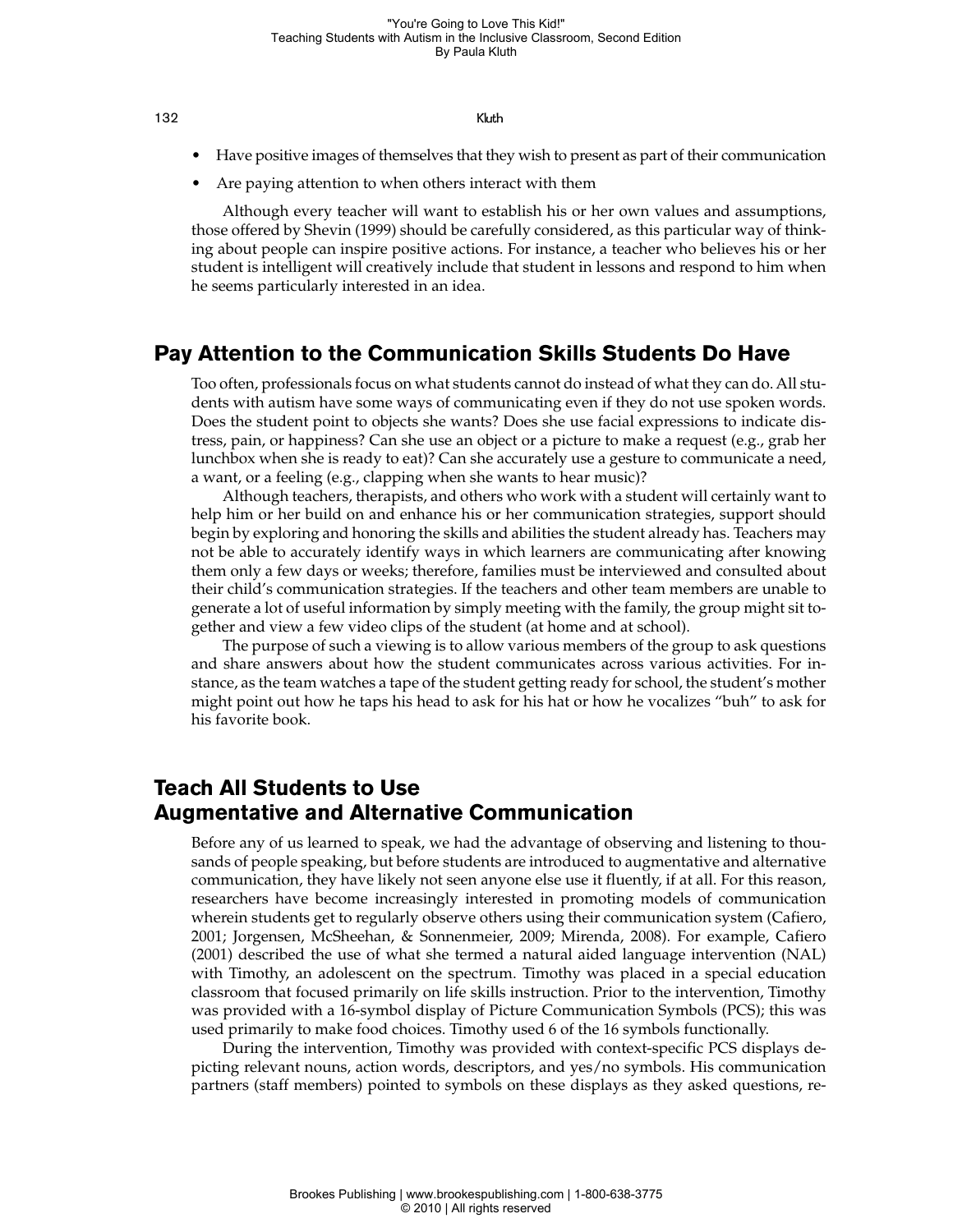- Have positive images of themselves that they wish to present as part of their communication
- Are paying attention to when others interact with them

Although every teacher will want to establish his or her own values and assumptions, those offered by Shevin (1999) should be carefully considered, as this particular way of thinking about people can inspire positive actions. For instance, a teacher who believes his or her student is intelligent will creatively include that student in lessons and respond to him when he seems particularly interested in an idea.

## Pay Attention to the Communication Skills Students Do Have

Too often, professionals focus on what students cannot do instead of what they can do. All students with autism have some ways of communicating even if they do not use spoken words. Does the student point to objects she wants? Does she use facial expressions to indicate distress, pain, or happiness? Can she use an object or a picture to make a request (e.g., grab her lunchbox when she is ready to eat)? Can she accurately use a gesture to communicate a need, a want, or a feeling (e.g., clapping when she wants to hear music)?

Although teachers, therapists, and others who work with a student will certainly want to help him or her build on and enhance his or her communication strategies, support should begin by exploring and honoring the skills and abilities the student already has. Teachers may not be able to accurately identify ways in which learners are communicating after knowing them only a few days or weeks; therefore, families must be interviewed and consulted about their child's communication strategies. If the teachers and other team members are unable to generate a lot of useful information by simply meeting with the family, the group might sit together and view a few video clips of the student (at home and at school).

The purpose of such a viewing is to allow various members of the group to ask questions and share answers about how the student communicates across various activities. For instance, as the team watches a tape of the student getting ready for school, the student's mother might point out how he taps his head to ask for his hat or how he vocalizes "buh" to ask for his favorite book.

## Teach All Students to Use Augmentative and Alternative Communication

Before any of us learned to speak, we had the advantage of observing and listening to thousands of people speaking, but before students are introduced to augmentative and alternative communication, they have likely not seen anyone else use it fluently, if at all. For this reason, researchers have become increasingly interested in promoting models of communication wherein students get to regularly observe others using their communication system (Cafiero, 2001; Jorgensen, McSheehan, & Sonnenmeier, 2009; Mirenda, 2008). For example, Cafiero (2001) described the use of what she termed a natural aided language intervention (NAL) with Timothy, an adolescent on the spectrum. Timothy was placed in a special education classroom that focused primarily on life skills instruction. Prior to the intervention, Timothy was provided with a 16-symbol display of Picture Communication Symbols (PCS); this was used primarily to make food choices. Timothy used 6 of the 16 symbols functionally.

During the intervention, Timothy was provided with context-specific PCS displays depicting relevant nouns, action words, descriptors, and yes/no symbols. His communication partners (staff members) pointed to symbols on these displays as they asked questions, re-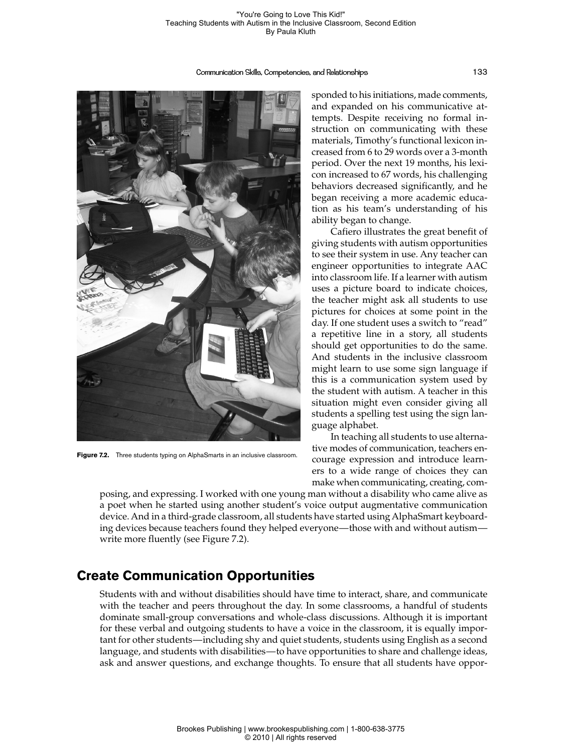sponded to his initiations, made comments, and expanded on his communicative attempts. Despite receiving no formal instruction on communicating with these materials, Timothy's functional lexicon increased from 6 to 29 words over a 3-month period. Over the next 19 months, his lexicon increased to 67 words, his challenging behaviors decreased significantly, and he began receiving a more academic education as his team's understanding of his ability began to change.

Cafiero illustrates the great benefit of giving students with autism opportunities to see their system in use. Any teacher can engineer opportunities to integrate AAC into classroom life. If a learner with autism uses a picture board to indicate choices, the teacher might ask all students to use pictures for choices at some point in the day. If one student uses a switch to "read" a repetitive line in a story, all students should get opportunities to do the same. And students in the inclusive classroom might learn to use some sign language if this is a communication system used by the student with autism. A teacher in this situation might even consider giving all students a spelling test using the sign language alphabet.

In teaching all students to use alternative modes of communication, teachers encourage expression and introduce learners to a wide range of choices they can make when communicating, creating, composing, and expressing. I worked with one young man without a disability who came alive as a poet when he started using another student's voice output augmentative communication device. And in a third-grade classroom, all students have started using AlphaSmart keyboarding devices because teachers found they helped everyone—those with and without autism—write more fluently (see Figure 7.2).

**Figure 7.2.** Three students typing on AlphaSmarts in an inclusive classroom.

## Create Communication Opportunities

Students with and without disabilities should have time to interact, share, and communicate with the teacher and peers throughout the day. In some classrooms, a handful of students dominate small-group conversations and whole-class discussions. Although it is important for these verbal and outgoing students to have a voice in the classroom, it is equally important for other students—including shy and quiet students, students using English as a second language, and students with disabilities—to have opportunities to share and challenge ideas, ask and answer questions, and exchange thoughts. To ensure that all students have oppor-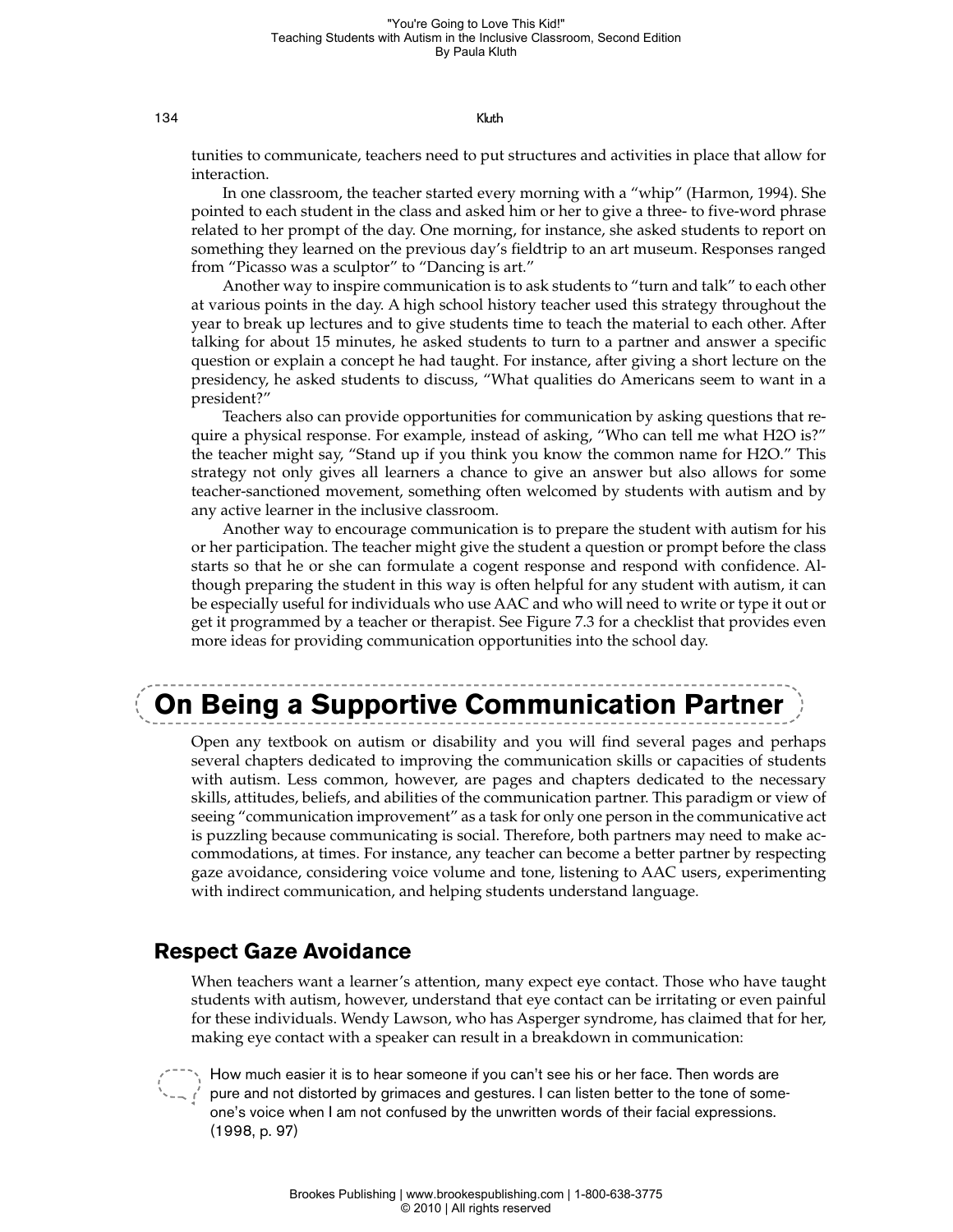tunities to communicate, teachers need to put structures and activities in place that allow for interaction.

In one classroom, the teacher started every morning with a "whip" (Harmon, 1994). She pointed to each student in the class and asked him or her to give a three- to five-word phrase related to her prompt of the day. One morning, for instance, she asked students to report on something they learned on the previous day's fieldtrip to an art museum. Responses ranged from "Picasso was a sculptor" to "Dancing is art."

Another way to inspire communication is to ask students to "turn and talk" to each other at various points in the day. A high school history teacher used this strategy throughout the year to break up lectures and to give students time to teach the material to each other. After talking for about 15 minutes, he asked students to turn to a partner and answer a specific question or explain a concept he had taught. For instance, after giving a short lecture on the presidency, he asked students to discuss, "What qualities do Americans seem to want in a president?"

Teachers also can provide opportunities for communication by asking questions that require a physical response. For example, instead of asking, "Who can tell me what H2O is?" the teacher might say, "Stand up if you think you know the common name for H2O." This strategy not only gives all learners a chance to give an answer but also allows for some teacher-sanctioned movement, something often welcomed by students with autism and by any active learner in the inclusive classroom.

Another way to encourage communication is to prepare the student with autism for his or her participation. The teacher might give the student a question or prompt before the class starts so that he or she can formulate a cogent response and respond with confidence. Although preparing the student in this way is often helpful for any student with autism, it can be especially useful for individuals who use AAC and who will need to write or type it out or get it programmed by a teacher or therapist. See Figure 7.3 for a checklist that provides even more ideas for providing communication opportunities into the school day.

## On Being a Supportive Communication Partner

Open any textbook on autism or disability and you will find several pages and perhaps several chapters dedicated to improving the communication skills or capacities of students with autism. Less common, however, are pages and chapters dedicated to the necessary skills, attitudes, beliefs, and abilities of the communication partner. This paradigm or view of seeing "communication improvement" as a task for only one person in the communicative act is puzzling because communicating is social. Therefore, both partners may need to make accommodations, at times. For instance, any teacher can become a better partner by respecting gaze avoidance, considering voice volume and tone, listening to AAC users, experimenting with indirect communication, and helping students understand language.

### Respect Gaze Avoidance

When teachers want a learner's attention, many expect eye contact. Those who have taught students with autism, however, understand that eye contact can be irritating or even painful for these individuals. Wendy Lawson, who has Asperger syndrome, has claimed that for her, making eye contact with a speaker can result in a breakdown in communication:

> How much easier it is to hear someone if you can't see his or her face. Then words are pure and not distorted by grimaces and gestures. I can listen better to the tone of someone's voice when I am not confused by the unwritten words of their facial expressions. (1998, p. 97)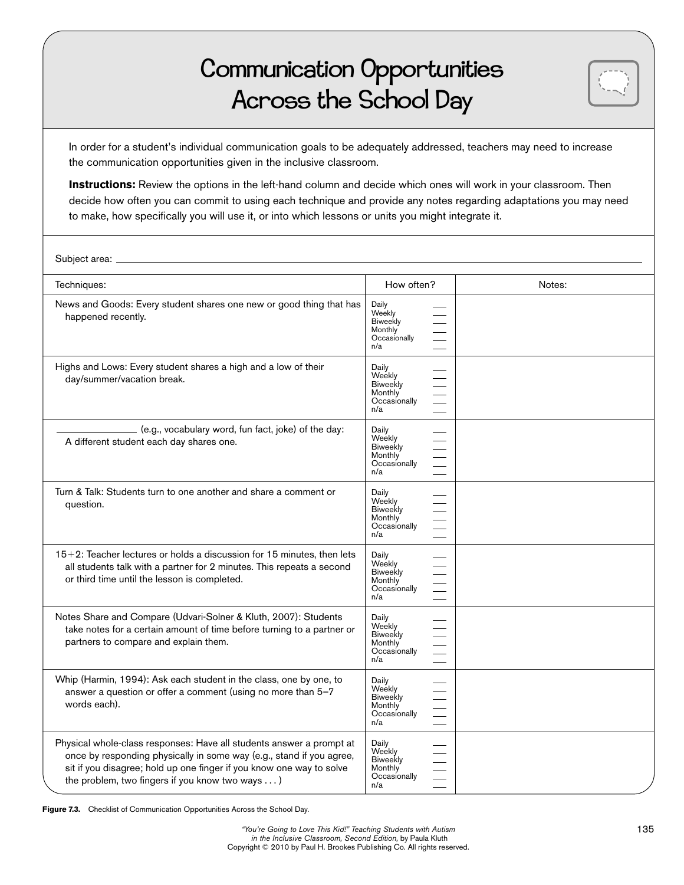# Communication Opportunities Across the School Day

In order for a student's individual communication goals to be adequately addressed, teachers may need to increase the communication opportunities given in the inclusive classroom.

**Instructions:** Review the options in the left-hand column and decide which ones will work in your classroom. Then decide how often you can commit to using each technique and provide any notes regarding adaptations you may need to make, how specifically you will use it, or into which lessons or units you might integrate it.

Subject area: ____________________

| Techniques: | How often? | Notes: |
|---|---|---|
| News and Goods: Every student shares one new or good thing that has happened recently. | Daily ___<br>Weekly ___<br>Biweekly ___<br>Monthly ___<br>Occasionally ___<br>n/a ___ | |
| Highs and Lows: Every student shares a high and a low of their day/summer/vacation break. | Daily ___<br>Weekly ___<br>Biweekly ___<br>Monthly ___<br>Occasionally ___<br>n/a ___ | |
| ____________ (e.g., vocabulary word, fun fact, joke) of the day: A different student each day shares one. | Daily ___<br>Weekly ___<br>Biweekly ___<br>Monthly ___<br>Occasionally ___<br>n/a ___ | |
| Turn & Talk: Students turn to one another and share a comment or question. | Daily ___<br>Weekly ___<br>Biweekly ___<br>Monthly ___<br>Occasionally ___<br>n/a ___ | |
| 15+2: Teacher lectures or holds a discussion for 15 minutes, then lets all students talk with a partner for 2 minutes. This repeats a second or third time until the lesson is completed. | Daily ___<br>Weekly ___<br>Biweekly ___<br>Monthly ___<br>Occasionally ___<br>n/a ___ | |
| Notes Share and Compare (Udvari-Solner & Kluth, 2007): Students take notes for a certain amount of time before turning to a partner or partners to compare and explain them. | Daily ___<br>Weekly ___<br>Biweekly ___<br>Monthly ___<br>Occasionally ___<br>n/a ___ | |
| Whip (Harmin, 1994): Ask each student in the class, one by one, to answer a question or offer a comment (using no more than 5–7 words each). | Daily ___<br>Weekly ___<br>Biweekly ___<br>Monthly ___<br>Occasionally ___<br>n/a ___ | |
| Physical whole-class responses: Have all students answer a prompt at once by responding physically in some way (e.g., stand if you agree, sit if you disagree; hold up one finger if you know one way to solve the problem, two fingers if you know two ways . . . ) | Daily ___<br>Weekly ___<br>Biweekly ___<br>Monthly ___<br>Occasionally ___<br>n/a ___ | |

**Figure 7.3.** Checklist of Communication Opportunities Across the School Day.

*"You're Going to Love This Kid!" Teaching Students with Autism in the Inclusive Classroom, Second Edition,* by Paula Kluth
Copyright © 2010 by Paul H. Brookes Publishing Co. All rights reserved.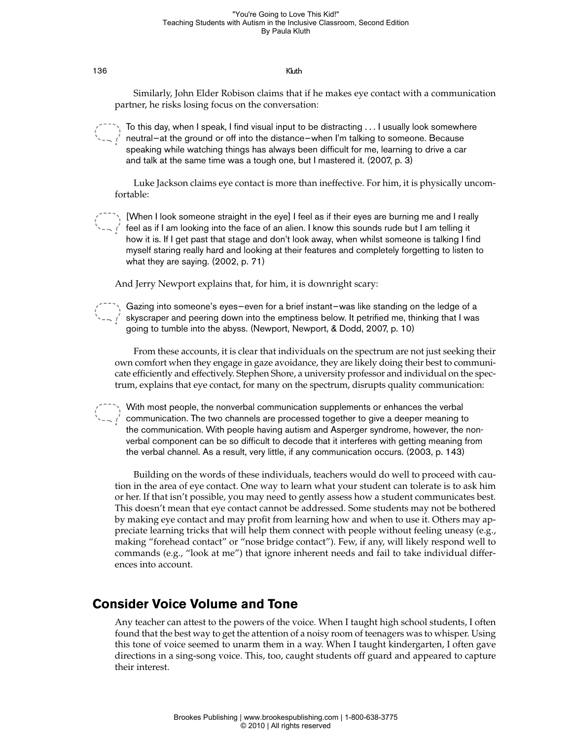Similarly, John Elder Robison claims that if he makes eye contact with a communication partner, he risks losing focus on the conversation:

> To this day, when I speak, I find visual input to be distracting . . . I usually look somewhere neutral—at the ground or off into the distance—when I'm talking to someone. Because speaking while watching things has always been difficult for me, learning to drive a car and talk at the same time was a tough one, but I mastered it. (2007, p. 3)

Luke Jackson claims eye contact is more than ineffective. For him, it is physically uncomfortable:

> [When I look someone straight in the eye] I feel as if their eyes are burning me and I really feel as if I am looking into the face of an alien. I know this sounds rude but I am telling it how it is. If I get past that stage and don't look away, when whilst someone is talking I find myself staring really hard and looking at their features and completely forgetting to listen to what they are saying. (2002, p. 71)

And Jerry Newport explains that, for him, it is downright scary:

> Gazing into someone's eyes—even for a brief instant—was like standing on the ledge of a skyscraper and peering down into the emptiness below. It petrified me, thinking that I was going to tumble into the abyss. (Newport, Newport, & Dodd, 2007, p. 10)

From these accounts, it is clear that individuals on the spectrum are not just seeking their own comfort when they engage in gaze avoidance, they are likely doing their best to communicate efficiently and effectively. Stephen Shore, a university professor and individual on the spectrum, explains that eye contact, for many on the spectrum, disrupts quality communication:

> With most people, the nonverbal communication supplements or enhances the verbal communication. The two channels are processed together to give a deeper meaning to the communication. With people having autism and Asperger syndrome, however, the nonverbal component can be so difficult to decode that it interferes with getting meaning from the verbal channel. As a result, very little, if any communication occurs. (2003, p. 143)

Building on the words of these individuals, teachers would do well to proceed with caution in the area of eye contact. One way to learn what your student can tolerate is to ask him or her. If that isn't possible, you may need to gently assess how a student communicates best. This doesn't mean that eye contact cannot be addressed. Some students may not be bothered by making eye contact and may profit from learning how and when to use it. Others may appreciate learning tricks that will help them connect with people without feeling uneasy (e.g., making "forehead contact" or "nose bridge contact"). Few, if any, will likely respond well to commands (e.g., "look at me") that ignore inherent needs and fail to take individual differences into account.

## Consider Voice Volume and Tone

Any teacher can attest to the powers of the voice. When I taught high school students, I often found that the best way to get the attention of a noisy room of teenagers was to whisper. Using this tone of voice seemed to unarm them in a way. When I taught kindergarten, I often gave directions in a sing-song voice. This, too, caught students off guard and appeared to capture their interest.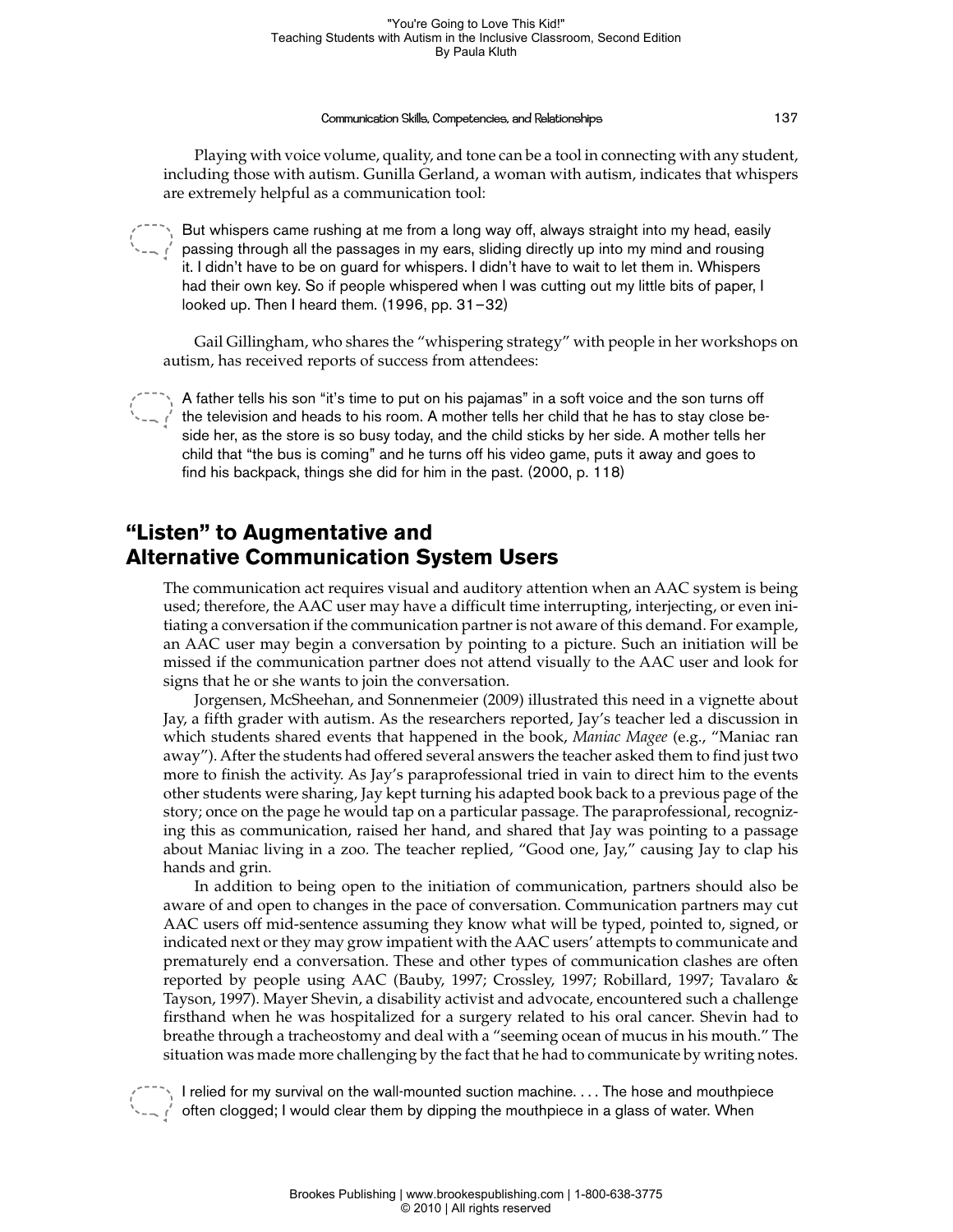Playing with voice volume, quality, and tone can be a tool in connecting with any student, including those with autism. Gunilla Gerland, a woman with autism, indicates that whispers are extremely helpful as a communication tool:

> But whispers came rushing at me from a long way off, always straight into my head, easily passing through all the passages in my ears, sliding directly up into my mind and rousing it. I didn't have to be on guard for whispers. I didn't have to wait to let them in. Whispers had their own key. So if people whispered when I was cutting out my little bits of paper, I looked up. Then I heard them. (1996, pp. 31–32)

Gail Gillingham, who shares the "whispering strategy" with people in her workshops on autism, has received reports of success from attendees:

> A father tells his son "it's time to put on his pajamas" in a soft voice and the son turns off the television and heads to his room. A mother tells her child that he has to stay close beside her, as the store is so busy today, and the child sticks by her side. A mother tells her child that "the bus is coming" and he turns off his video game, puts it away and goes to find his backpack, things she did for him in the past. (2000, p. 118)

## "Listen" to Augmentative and Alternative Communication System Users

The communication act requires visual and auditory attention when an AAC system is being used; therefore, the AAC user may have a difficult time interrupting, interjecting, or even initiating a conversation if the communication partner is not aware of this demand. For example, an AAC user may begin a conversation by pointing to a picture. Such an initiation will be missed if the communication partner does not attend visually to the AAC user and look for signs that he or she wants to join the conversation.

Jorgensen, McSheehan, and Sonnenmeier (2009) illustrated this need in a vignette about Jay, a fifth grader with autism. As the researchers reported, Jay's teacher led a discussion in which students shared events that happened in the book, *Maniac Magee* (e.g., "Maniac ran away"). After the students had offered several answers the teacher asked them to find just two more to finish the activity. As Jay's paraprofessional tried in vain to direct him to the events other students were sharing, Jay kept turning his adapted book back to a previous page of the story; once on the page he would tap on a particular passage. The paraprofessional, recognizing this as communication, raised her hand, and shared that Jay was pointing to a passage about Maniac living in a zoo. The teacher replied, "Good one, Jay," causing Jay to clap his hands and grin.

In addition to being open to the initiation of communication, partners should also be aware of and open to changes in the pace of conversation. Communication partners may cut AAC users off mid-sentence assuming they know what will be typed, pointed to, signed, or indicated next or they may grow impatient with the AAC users' attempts to communicate and prematurely end a conversation. These and other types of communication clashes are often reported by people using AAC (Bauby, 1997; Crossley, 1997; Robillard, 1997; Tavalaro & Tayson, 1997). Mayer Shevin, a disability activist and advocate, encountered such a challenge firsthand when he was hospitalized for a surgery related to his oral cancer. Shevin had to breathe through a tracheostomy and deal with a "seeming ocean of mucus in his mouth." The situation was made more challenging by the fact that he had to communicate by writing notes.

> I relied for my survival on the wall-mounted suction machine. . . . The hose and mouthpiece often clogged; I would clear them by dipping the mouthpiece in a glass of water. When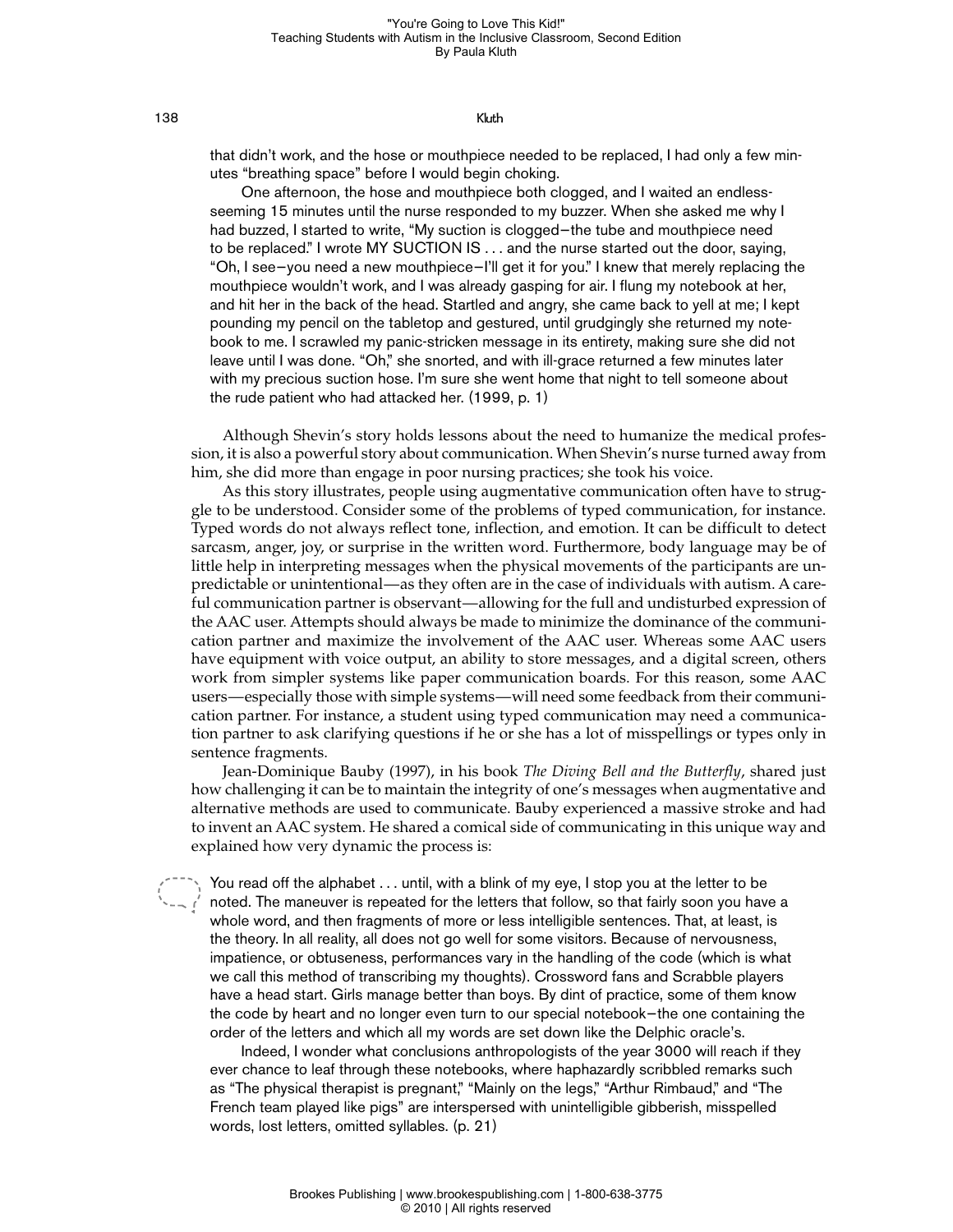that didn't work, and the hose or mouthpiece needed to be replaced, I had only a few minutes "breathing space" before I would begin choking.

> One afternoon, the hose and mouthpiece both clogged, and I waited an endless-seeming 15 minutes until the nurse responded to my buzzer. When she asked me why I had buzzed, I started to write, "My suction is clogged—the tube and mouthpiece need to be replaced." I wrote MY SUCTION IS . . . and the nurse started out the door, saying, "Oh, I see—you need a new mouthpiece—I'll get it for you." I knew that merely replacing the mouthpiece wouldn't work, and I was already gasping for air. I flung my notebook at her, and hit her in the back of the head. Startled and angry, she came back to yell at me; I kept pounding my pencil on the tabletop and gestured, until grudgingly she returned my notebook to me. I scrawled my panic-stricken message in its entirety, making sure she did not leave until I was done. "Oh," she snorted, and with ill-grace returned a few minutes later with my precious suction hose. I'm sure she went home that night to tell someone about the rude patient who had attacked her. (1999, p. 1)

Although Shevin's story holds lessons about the need to humanize the medical profession, it is also a powerful story about communication. When Shevin's nurse turned away from him, she did more than engage in poor nursing practices; she took his voice.

As this story illustrates, people using augmentative communication often have to struggle to be understood. Consider some of the problems of typed communication, for instance. Typed words do not always reflect tone, inflection, and emotion. It can be difficult to detect sarcasm, anger, joy, or surprise in the written word. Furthermore, body language may be of little help in interpreting messages when the physical movements of the participants are unpredictable or unintentional—as they often are in the case of individuals with autism. A careful communication partner is observant—allowing for the full and undisturbed expression of the AAC user. Attempts should always be made to minimize the dominance of the communication partner and maximize the involvement of the AAC user. Whereas some AAC users have equipment with voice output, an ability to store messages, and a digital screen, others work from simpler systems like paper communication boards. For this reason, some AAC users—especially those with simple systems—will need some feedback from their communication partner. For instance, a student using typed communication may need a communication partner to ask clarifying questions if he or she has a lot of misspellings or types only in sentence fragments.

Jean-Dominique Bauby (1997), in his book *The Diving Bell and the Butterfly*, shared just how challenging it can be to maintain the integrity of one's messages when augmentative and alternative methods are used to communicate. Bauby experienced a massive stroke and had to invent an AAC system. He shared a comical side of communicating in this unique way and explained how very dynamic the process is:

> You read off the alphabet . . . until, with a blink of my eye, I stop you at the letter to be noted. The maneuver is repeated for the letters that follow, so that fairly soon you have a whole word, and then fragments of more or less intelligible sentences. That, at least, is the theory. In all reality, all does not go well for some visitors. Because of nervousness, impatience, or obtuseness, performances vary in the handling of the code (which is what we call this method of transcribing my thoughts). Crossword fans and Scrabble players have a head start. Girls manage better than boys. By dint of practice, some of them know the code by heart and no longer even turn to our special notebook—the one containing the order of the letters and which all my words are set down like the Delphic oracle's.
>
> Indeed, I wonder what conclusions anthropologists of the year 3000 will reach if they ever chance to leaf through these notebooks, where haphazardly scribbled remarks such as "The physical therapist is pregnant," "Mainly on the legs," "Arthur Rimbaud," and "The French team played like pigs" are interspersed with unintelligible gibberish, misspelled words, lost letters, omitted syllables. (p. 21)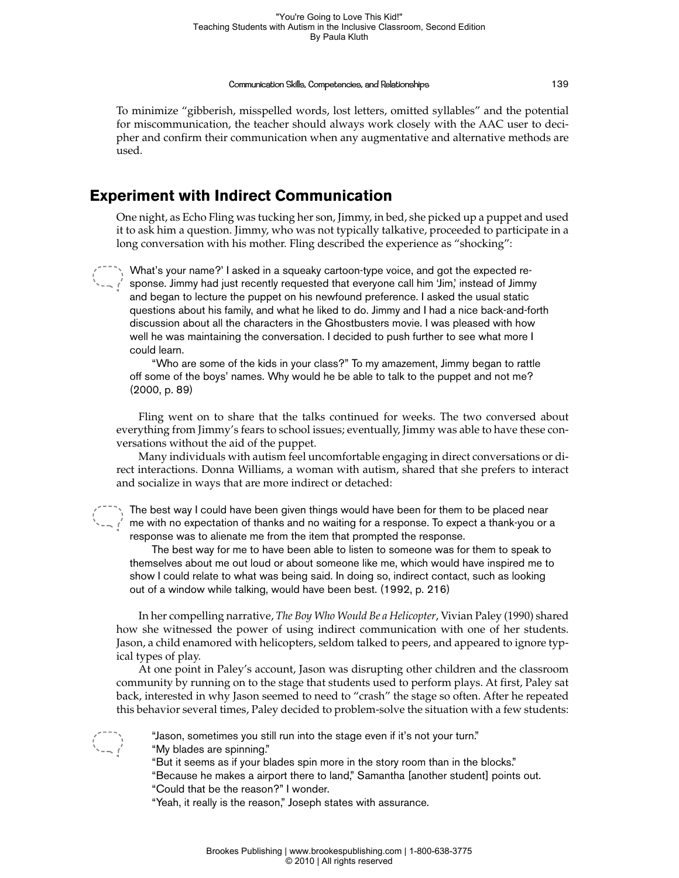To minimize "gibberish, misspelled words, lost letters, omitted syllables" and the potential for miscommunication, the teacher should always work closely with the AAC user to decipher and confirm their communication when any augmentative and alternative methods are used.

## Experiment with Indirect Communication

One night, as Echo Fling was tucking her son, Jimmy, in bed, she picked up a puppet and used it to ask him a question. Jimmy, who was not typically talkative, proceeded to participate in a long conversation with his mother. Fling described the experience as "shocking":

> What's your name?' I asked in a squeaky cartoon-type voice, and got the expected response. Jimmy had just recently requested that everyone call him 'Jim,' instead of Jimmy and began to lecture the puppet on his newfound preference. I asked the usual static questions about his family, and what he liked to do. Jimmy and I had a nice back-and-forth discussion about all the characters in the Ghostbusters movie. I was pleased with how well he was maintaining the conversation. I decided to push further to see what more I could learn.
>
> "Who are some of the kids in your class?" To my amazement, Jimmy began to rattle off some of the boys' names. Why would he be able to talk to the puppet and not me? (2000, p. 89)

Fling went on to share that the talks continued for weeks. The two conversed about everything from Jimmy's fears to school issues; eventually, Jimmy was able to have these conversations without the aid of the puppet.

Many individuals with autism feel uncomfortable engaging in direct conversations or direct interactions. Donna Williams, a woman with autism, shared that she prefers to interact and socialize in ways that are more indirect or detached:

> The best way I could have been given things would have been for them to be placed near me with no expectation of thanks and no waiting for a response. To expect a thank-you or a response was to alienate me from the item that prompted the response.
>
> The best way for me to have been able to listen to someone was for them to speak to themselves about me out loud or about someone like me, which would have inspired me to show I could relate to what was being said. In doing so, indirect contact, such as looking out of a window while talking, would have been best. (1992, p. 216)

In her compelling narrative, *The Boy Who Would Be a Helicopter*, Vivian Paley (1990) shared how she witnessed the power of using indirect communication with one of her students. Jason, a child enamored with helicopters, seldom talked to peers, and appeared to ignore typical types of play.

At one point in Paley's account, Jason was disrupting other children and the classroom community by running on to the stage that students used to perform plays. At first, Paley sat back, interested in why Jason seemed to need to "crash" the stage so often. After he repeated this behavior several times, Paley decided to problem-solve the situation with a few students:

> "Jason, sometimes you still run into the stage even if it's not your turn."
> "My blades are spinning."
> "But it seems as if your blades spin more in the story room than in the blocks."
> "Because he makes a airport there to land," Samantha [another student] points out.
> "Could that be the reason?" I wonder.
> "Yeah, it really is the reason," Joseph states with assurance.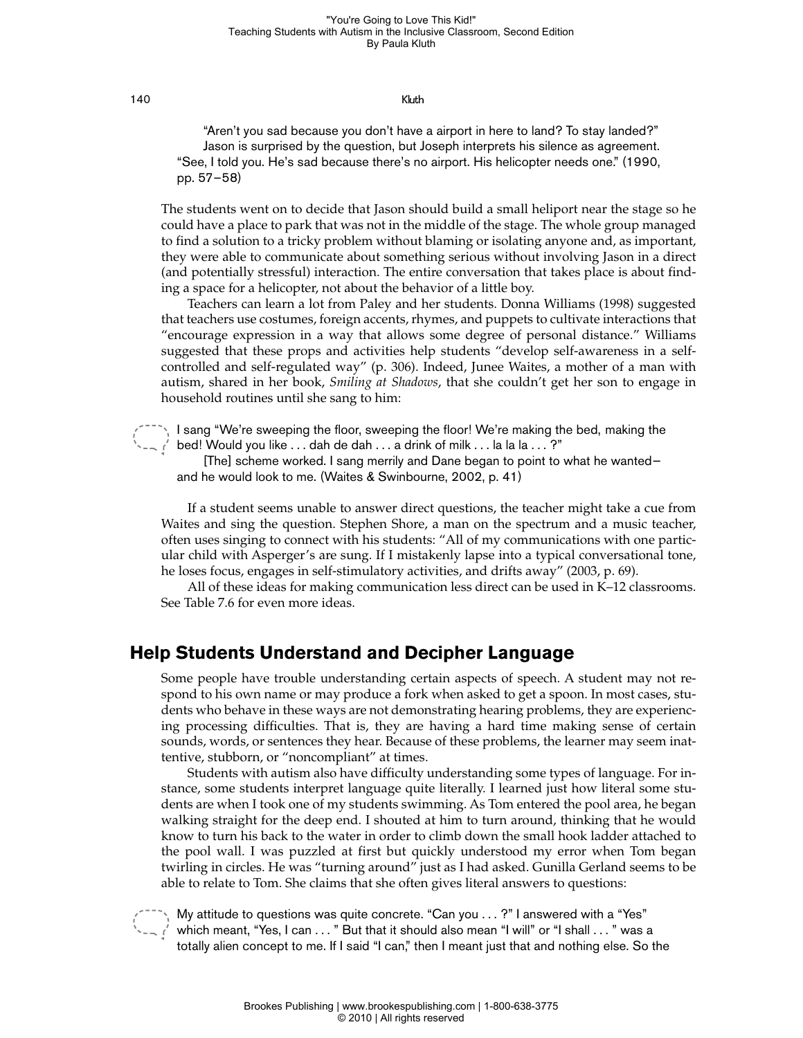"Aren't you sad because you don't have a airport in here to land? To stay landed?"

Jason is surprised by the question, but Joseph interprets his silence as agreement. "See, I told you. He's sad because there's no airport. His helicopter needs one." (1990, pp. 57–58)

The students went on to decide that Jason should build a small heliport near the stage so he could have a place to park that was not in the middle of the stage. The whole group managed to find a solution to a tricky problem without blaming or isolating anyone and, as important, they were able to communicate about something serious without involving Jason in a direct (and potentially stressful) interaction. The entire conversation that takes place is about finding a space for a helicopter, not about the behavior of a little boy.

Teachers can learn a lot from Paley and her students. Donna Williams (1998) suggested that teachers use costumes, foreign accents, rhymes, and puppets to cultivate interactions that "encourage expression in a way that allows some degree of personal distance." Williams suggested that these props and activities help students "develop self-awareness in a self-controlled and self-regulated way" (p. 306). Indeed, Junee Waites, a mother of a man with autism, shared in her book, *Smiling at Shadows*, that she couldn't get her son to engage in household routines until she sang to him:

> I sang "We're sweeping the floor, sweeping the floor! We're making the bed, making the bed! Would you like . . . dah de dah . . . a drink of milk . . . la la la . . . ?"
>
> [The] scheme worked. I sang merrily and Dane began to point to what he wanted—and he would look to me. (Waites & Swinbourne, 2002, p. 41)

If a student seems unable to answer direct questions, the teacher might take a cue from Waites and sing the question. Stephen Shore, a man on the spectrum and a music teacher, often uses singing to connect with his students: "All of my communications with one particular child with Asperger's are sung. If I mistakenly lapse into a typical conversational tone, he loses focus, engages in self-stimulatory activities, and drifts away" (2003, p. 69).

All of these ideas for making communication less direct can be used in K–12 classrooms. See Table 7.6 for even more ideas.

## Help Students Understand and Decipher Language

Some people have trouble understanding certain aspects of speech. A student may not respond to his own name or may produce a fork when asked to get a spoon. In most cases, students who behave in these ways are not demonstrating hearing problems, they are experiencing processing difficulties. That is, they are having a hard time making sense of certain sounds, words, or sentences they hear. Because of these problems, the learner may seem inattentive, stubborn, or "noncompliant" at times.

Students with autism also have difficulty understanding some types of language. For instance, some students interpret language quite literally. I learned just how literal some students are when I took one of my students swimming. As Tom entered the pool area, he began walking straight for the deep end. I shouted at him to turn around, thinking that he would know to turn his back to the water in order to climb down the small hook ladder attached to the pool wall. I was puzzled at first but quickly understood my error when Tom began twirling in circles. He was "turning around" just as I had asked. Gunilla Gerland seems to be able to relate to Tom. She claims that she often gives literal answers to questions:

> My attitude to questions was quite concrete. "Can you . . . ?" I answered with a "Yes" which meant, "Yes, I can . . . " But that it should also mean "I will" or "I shall . . . " was a totally alien concept to me. If I said "I can," then I meant just that and nothing else. So the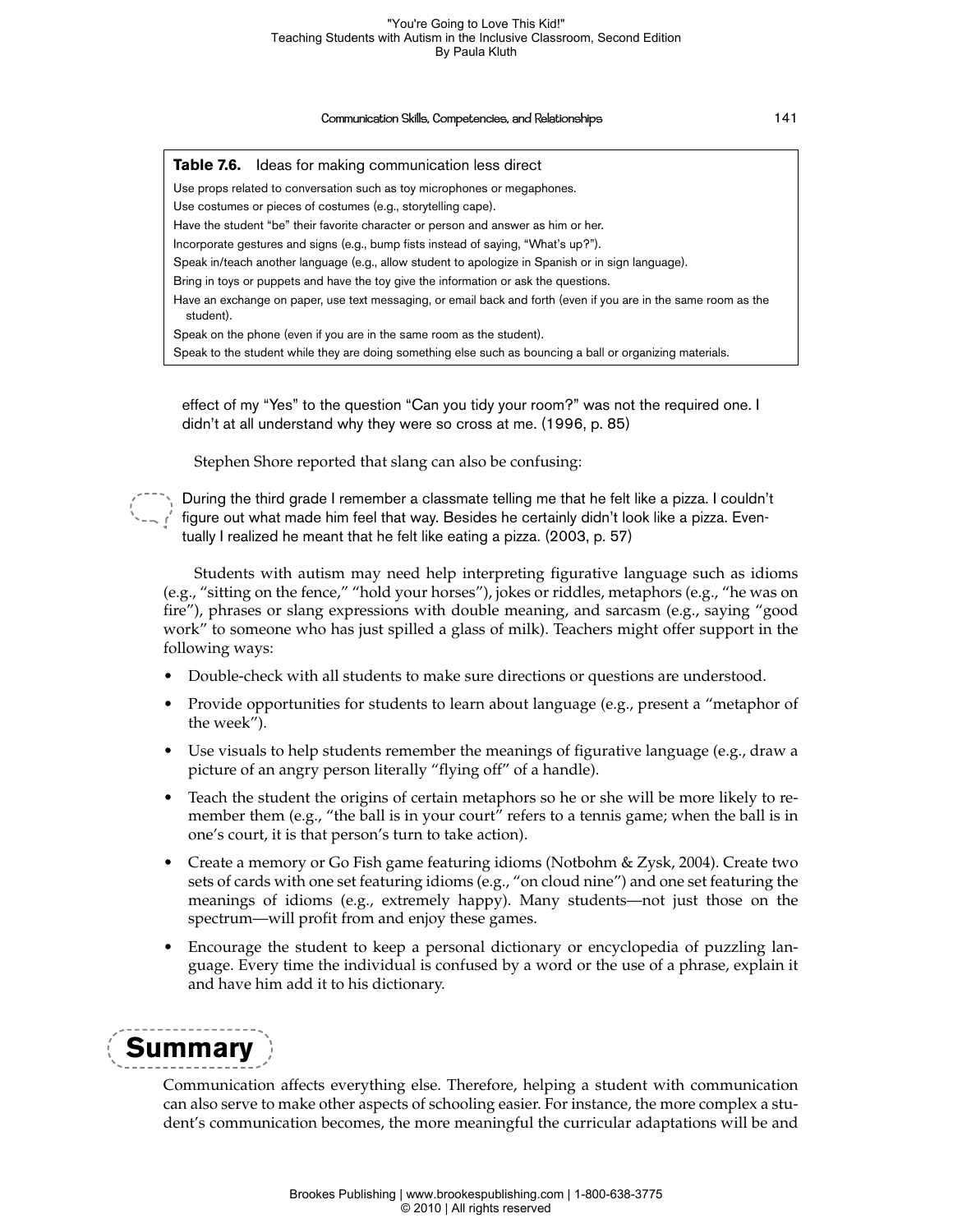**Table 7.6.** Ideas for making communication less direct

| |
|---|
| Use props related to conversation such as toy microphones or megaphones. |
| Use costumes or pieces of costumes (e.g., storytelling cape). |
| Have the student "be" their favorite character or person and answer as him or her. |
| Incorporate gestures and signs (e.g., bump fists instead of saying, "What's up?"). |
| Speak in/teach another language (e.g., allow student to apologize in Spanish or in sign language). |
| Bring in toys or puppets and have the toy give the information or ask the questions. |
| Have an exchange on paper, use text messaging, or email back and forth (even if you are in the same room as the student). |
| Speak on the phone (even if you are in the same room as the student). |
| Speak to the student while they are doing something else such as bouncing a ball or organizing materials. |

effect of my "Yes" to the question "Can you tidy your room?" was not the required one. I didn't at all understand why they were so cross at me. (1996, p. 85)

Stephen Shore reported that slang can also be confusing:

> During the third grade I remember a classmate telling me that he felt like a pizza. I couldn't figure out what made him feel that way. Besides he certainly didn't look like a pizza. Eventually I realized he meant that he felt like eating a pizza. (2003, p. 57)

Students with autism may need help interpreting figurative language such as idioms (e.g., "sitting on the fence," "hold your horses"), jokes or riddles, metaphors (e.g., "he was on fire"), phrases or slang expressions with double meaning, and sarcasm (e.g., saying "good work" to someone who has just spilled a glass of milk). Teachers might offer support in the following ways:

- Double-check with all students to make sure directions or questions are understood.
- Provide opportunities for students to learn about language (e.g., present a "metaphor of the week").
- Use visuals to help students remember the meanings of figurative language (e.g., draw a picture of an angry person literally "flying off" of a handle).
- Teach the student the origins of certain metaphors so he or she will be more likely to remember them (e.g., "the ball is in your court" refers to a tennis game; when the ball is in one's court, it is that person's turn to take action).
- Create a memory or Go Fish game featuring idioms (Notbohm & Zysk, 2004). Create two sets of cards with one set featuring idioms (e.g., "on cloud nine") and one set featuring the meanings of idioms (e.g., extremely happy). Many students—not just those on the spectrum—will profit from and enjoy these games.
- Encourage the student to keep a personal dictionary or encyclopedia of puzzling language. Every time the individual is confused by a word or the use of a phrase, explain it and have him add it to his dictionary.

## Summary

Communication affects everything else. Therefore, helping a student with communication can also serve to make other aspects of schooling easier. For instance, the more complex a student's communication becomes, the more meaningful the curricular adaptations will be and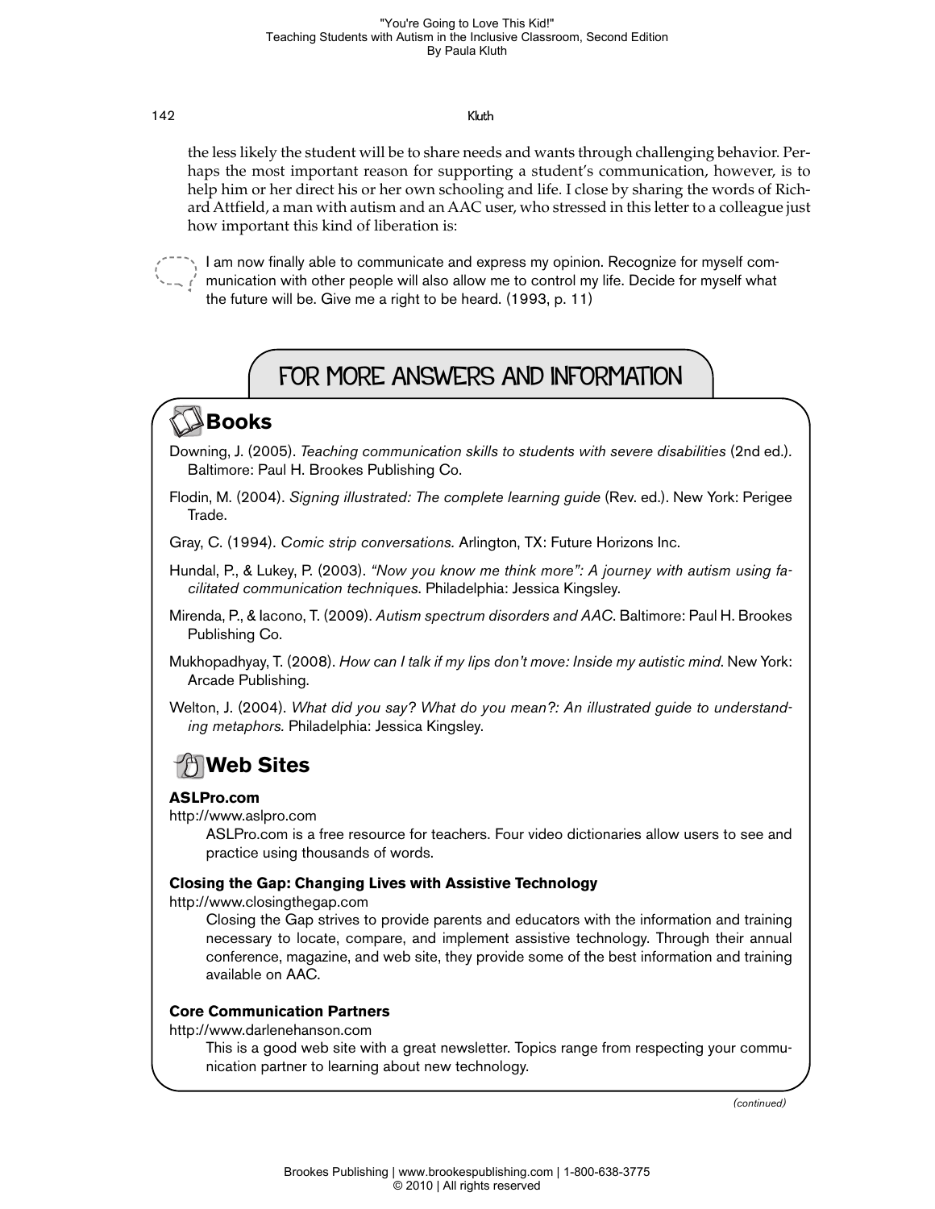the less likely the student will be to share needs and wants through challenging behavior. Perhaps the most important reason for supporting a student's communication, however, is to help him or her direct his or her own schooling and life. I close by sharing the words of Richard Attfield, a man with autism and an AAC user, who stressed in this letter to a colleague just how important this kind of liberation is:

> I am now finally able to communicate and express my opinion. Recognize for myself communication with other people will also allow me to control my life. Decide for myself what the future will be. Give me a right to be heard. (1993, p. 11)

## FOR MORE ANSWERS AND INFORMATION

### Books

Downing, J. (2005). *Teaching communication skills to students with severe disabilities* (2nd ed.). Baltimore: Paul H. Brookes Publishing Co.

Flodin, M. (2004). *Signing illustrated: The complete learning guide* (Rev. ed.). New York: Perigee Trade.

Gray, C. (1994). *Comic strip conversations.* Arlington, TX: Future Horizons Inc.

Hundal, P., & Lukey, P. (2003). *"Now you know me think more": A journey with autism using facilitated communication techniques*. Philadelphia: Jessica Kingsley.

Mirenda, P., & Iacono, T. (2009). *Autism spectrum disorders and AAC*. Baltimore: Paul H. Brookes Publishing Co.

Mukhopadhyay, T. (2008). *How can I talk if my lips don't move: Inside my autistic mind*. New York: Arcade Publishing.

Welton, J. (2004). *What did you say? What do you mean?: An illustrated guide to understanding metaphors.* Philadelphia: Jessica Kingsley.

### Web Sites

**ASLPro.com**
http://www.aslpro.com

ASLPro.com is a free resource for teachers. Four video dictionaries allow users to see and practice using thousands of words.

**Closing the Gap: Changing Lives with Assistive Technology**
http://www.closingthegap.com

Closing the Gap strives to provide parents and educators with the information and training necessary to locate, compare, and implement assistive technology. Through their annual conference, magazine, and web site, they provide some of the best information and training available on AAC.

**Core Communication Partners**
http://www.darlenehanson.com

This is a good web site with a great newsletter. Topics range from respecting your communication partner to learning about new technology.

*(continued)*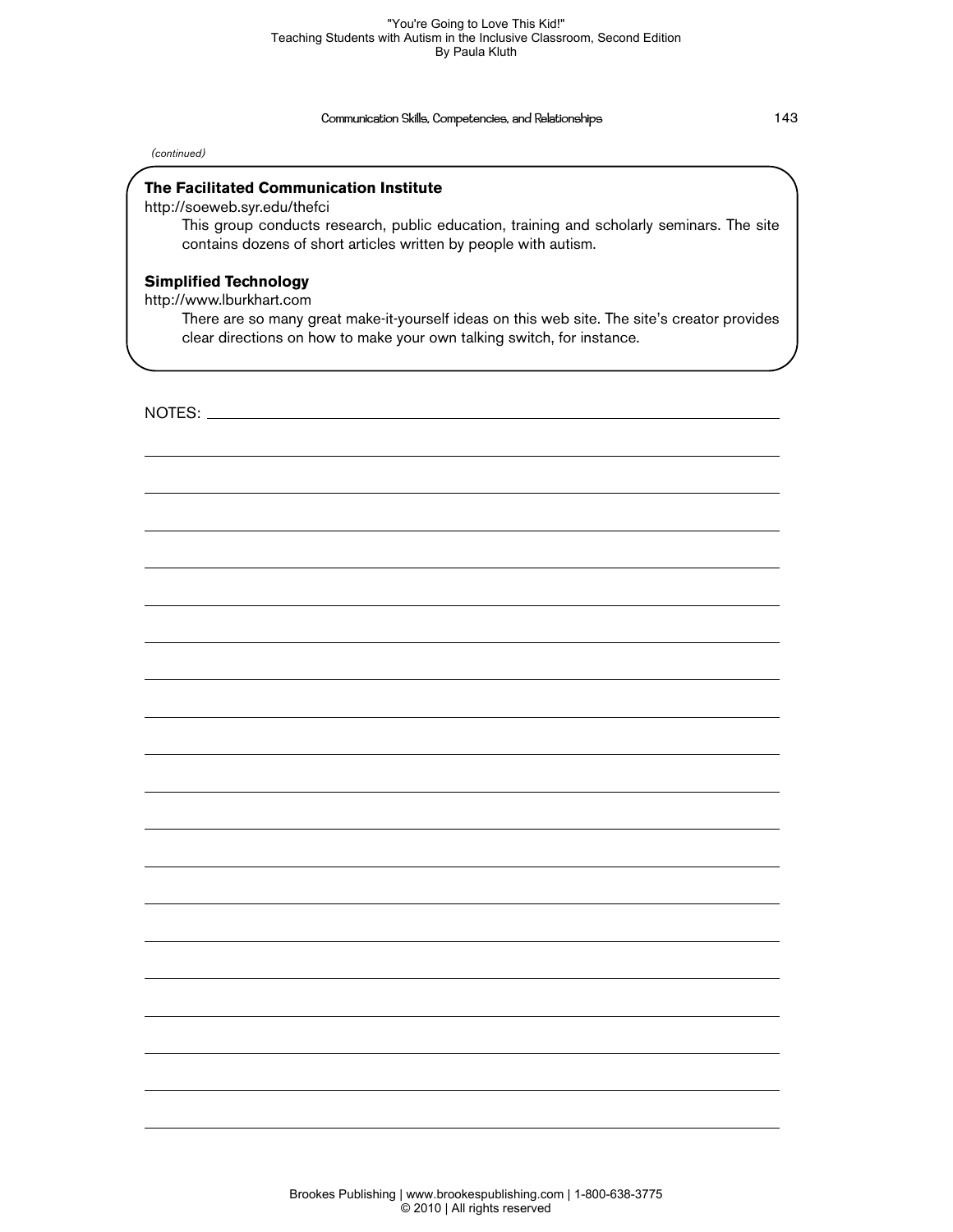*(continued)*

**The Facilitated Communication Institute**
http://soeweb.syr.edu/thefci
This group conducts research, public education, training and scholarly seminars. The site contains dozens of short articles written by people with autism.

**Simplified Technology**
http://www.lburkhart.com
There are so many great make-it-yourself ideas on this web site. The site's creator provides clear directions on how to make your own talking switch, for instance.

NOTES: ____________________________________________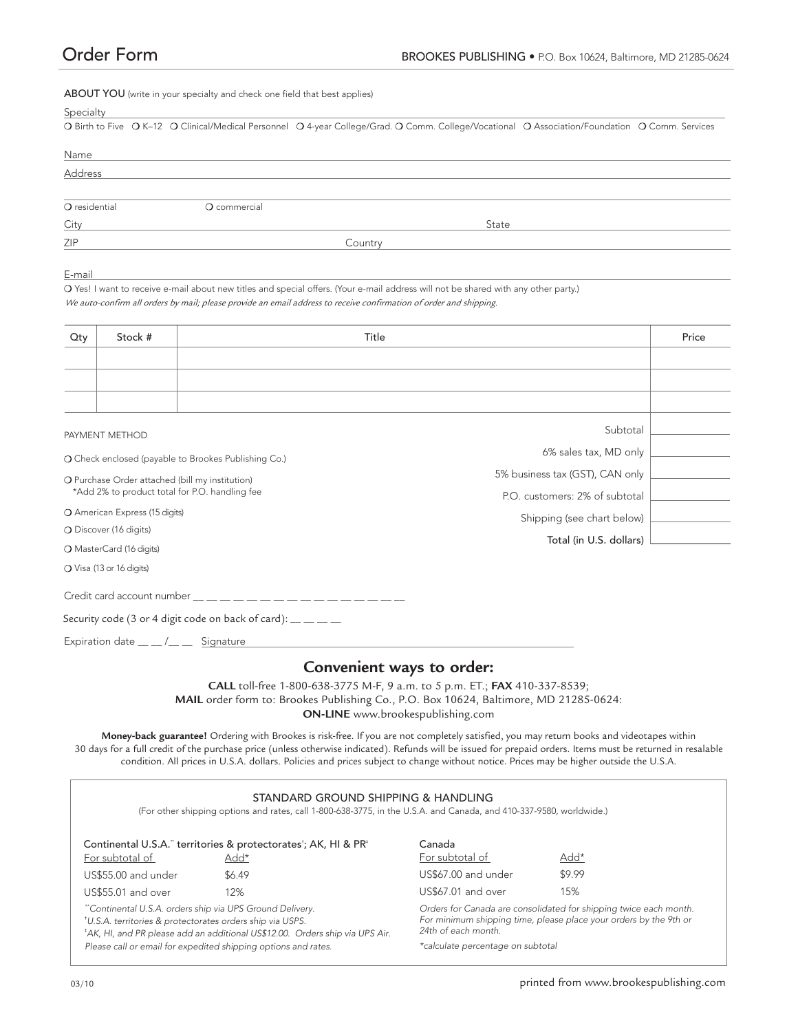# Order Form

BROOKES PUBLISHING • P.O. Box 10624, Baltimore, MD 21285-0624

**ABOUT YOU** (write in your specialty and check one field that best applies)

Specialty

❍ Birth to Five ❍ K–12 ❍ Clinical/Medical Personnel ❍ 4-year College/Grad. ❍ Comm. College/Vocational ❍ Association/Foundation ❍ Comm. Services

Name

Address

❍ residential ❍ commercial

City State

ZIP Country

E-mail

❍ Yes! I want to receive e-mail about new titles and special offers. (Your e-mail address will not be shared with any other party.)

*We auto-confirm all orders by mail; please provide an email address to receive confirmation of order and shipping.*

| Qty | Stock # | Title | Price |
|---|---|---|---|
| | | | |
| | | | |
| | | | |

PAYMENT METHOD

❍ Check enclosed (payable to Brookes Publishing Co.)

❍ Purchase Order attached (bill my institution)
*Add 2% to product total for P.O. handling fee

❍ American Express (15 digits)

❍ Discover (16 digits)

❍ MasterCard (16 digits)

❍ Visa (13 or 16 digits)

Credit card account number __ __ __ __ __ __ __ __ __ __ __ __ __ __ __ __

Security code (3 or 4 digit code on back of card): __ __ __ __

Expiration date __ __ /__ __ Signature

| | |
|---|---|
| Subtotal | |
| 6% sales tax, MD only | |
| 5% business tax (GST), CAN only | |
| P.O. customers: 2% of subtotal | |
| Shipping (see chart below) | |
| Total (in U.S. dollars) | |

## Convenient ways to order:

**CALL** toll-free 1-800-638-3775 M-F, 9 a.m. to 5 p.m. ET.; **FAX** 410-337-8539;
**MAIL** order form to: Brookes Publishing Co., P.O. Box 10624, Baltimore, MD 21285-0624:
**ON-LINE** www.brookespublishing.com

**Money-back guarantee!** Ordering with Brookes is risk-free. If you are not completely satisfied, you may return books and videotapes within 30 days for a full credit of the purchase price (unless otherwise indicated). Refunds will be issued for prepaid orders. Items must be returned in resalable condition. All prices in U.S.A. dollars. Policies and prices subject to change without notice. Prices may be higher outside the U.S.A.

### STANDARD GROUND SHIPPING & HANDLING

(For other shipping options and rates, call 1-800-638-3775, in the U.S.A. and Canada, and 410-337-9580, worldwide.)

Continental U.S.A.** territories & protectorates†; AK, HI & PR‡

| For subtotal of | Add* |
|---|---|
| US$55.00 and under | $6.49 |
| US$55.01 and over | 12% |

*\*\*Continental U.S.A. orders ship via UPS Ground Delivery.*
*†U.S.A. territories & protectorates orders ship via USPS.*
*‡AK, HI, and PR please add an additional US$12.00. Orders ship via UPS Air.*
*Please call or email for expedited shipping options and rates.*

Canada

| For subtotal of | Add* |
|---|---|
| US$67.00 and under | $9.99 |
| US$67.01 and over | 15% |

*Orders for Canada are consolidated for shipping twice each month. For minimum shipping time, please place your orders by the 9th or 24th of each month.*

*\*calculate percentage on subtotal*

03/10